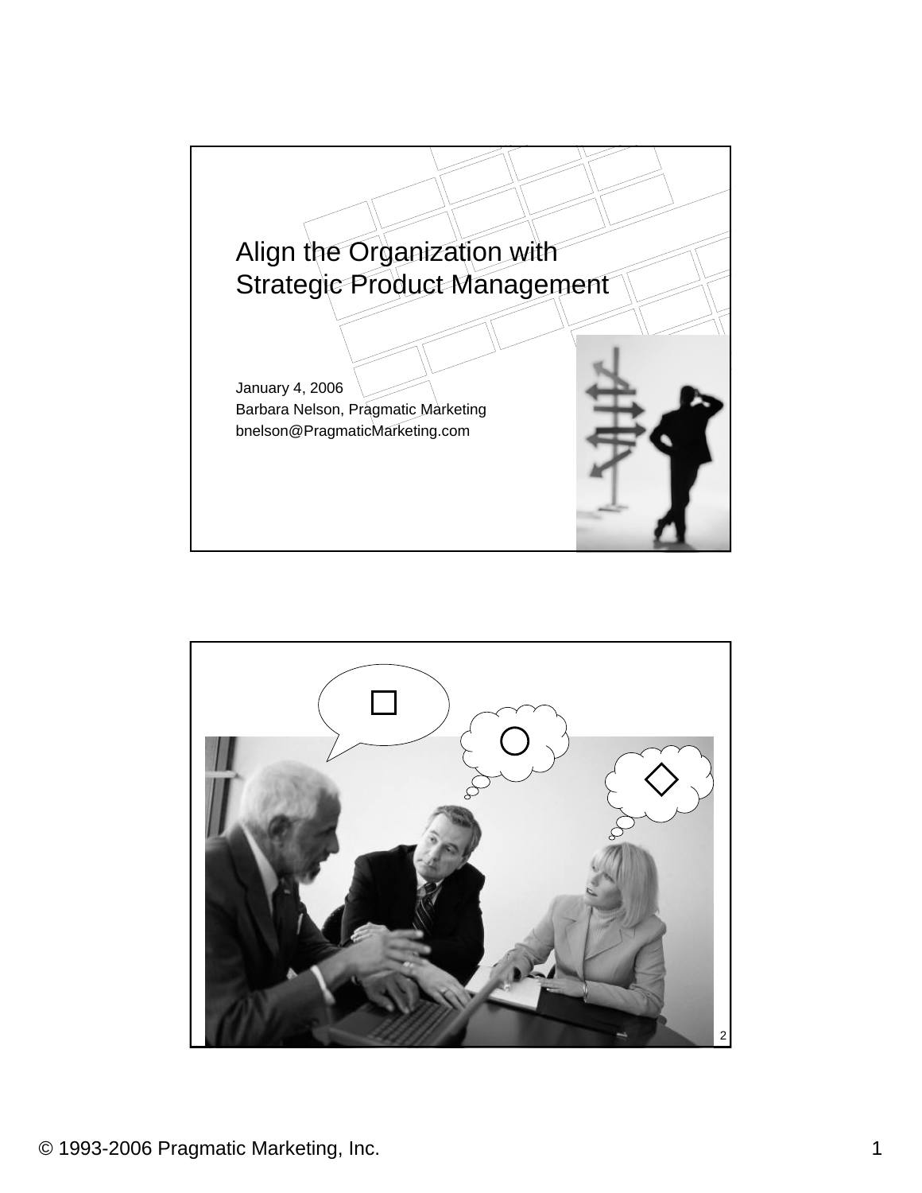# Align the Organization with Strategic Product Management

January 4, 2006

Barbara Nelson, Pragmatic Marketing

bnelson@PragmaticMarketing.com

© 1993-2006 Pragmatic Marketing, Inc.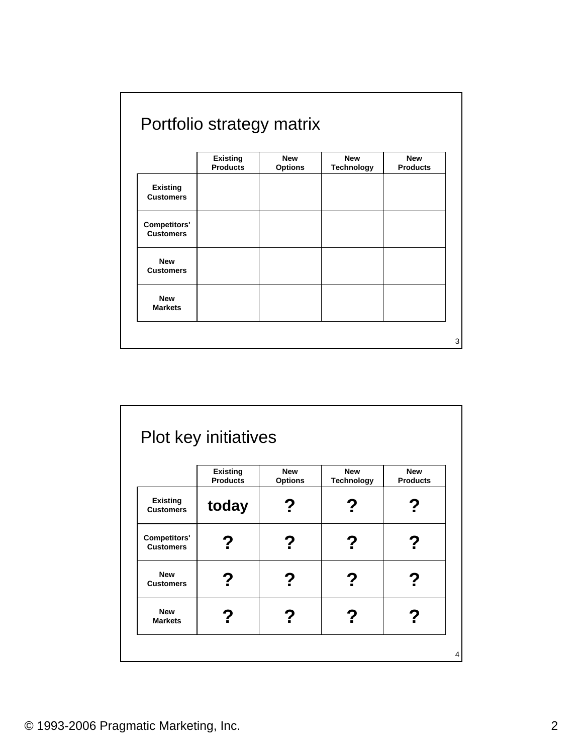## Portfolio strategy matrix

| | Existing Products | New Options | New Technology | New Products |
|---|---|---|---|---|
| **Existing Customers** | | | | |
| **Competitors' Customers** | | | | |
| **New Customers** | | | | |
| **New Markets** | | | | |

## Plot key initiatives

| | Existing Products | New Options | New Technology | New Products |
|---|---|---|---|---|
| **Existing Customers** | **today** | **?** | **?** | **?** |
| **Competitors' Customers** | **?** | **?** | **?** | **?** |
| **New Customers** | **?** | **?** | **?** | **?** |
| **New Markets** | **?** | **?** | **?** | **?** |

© 1993-2006 Pragmatic Marketing, Inc.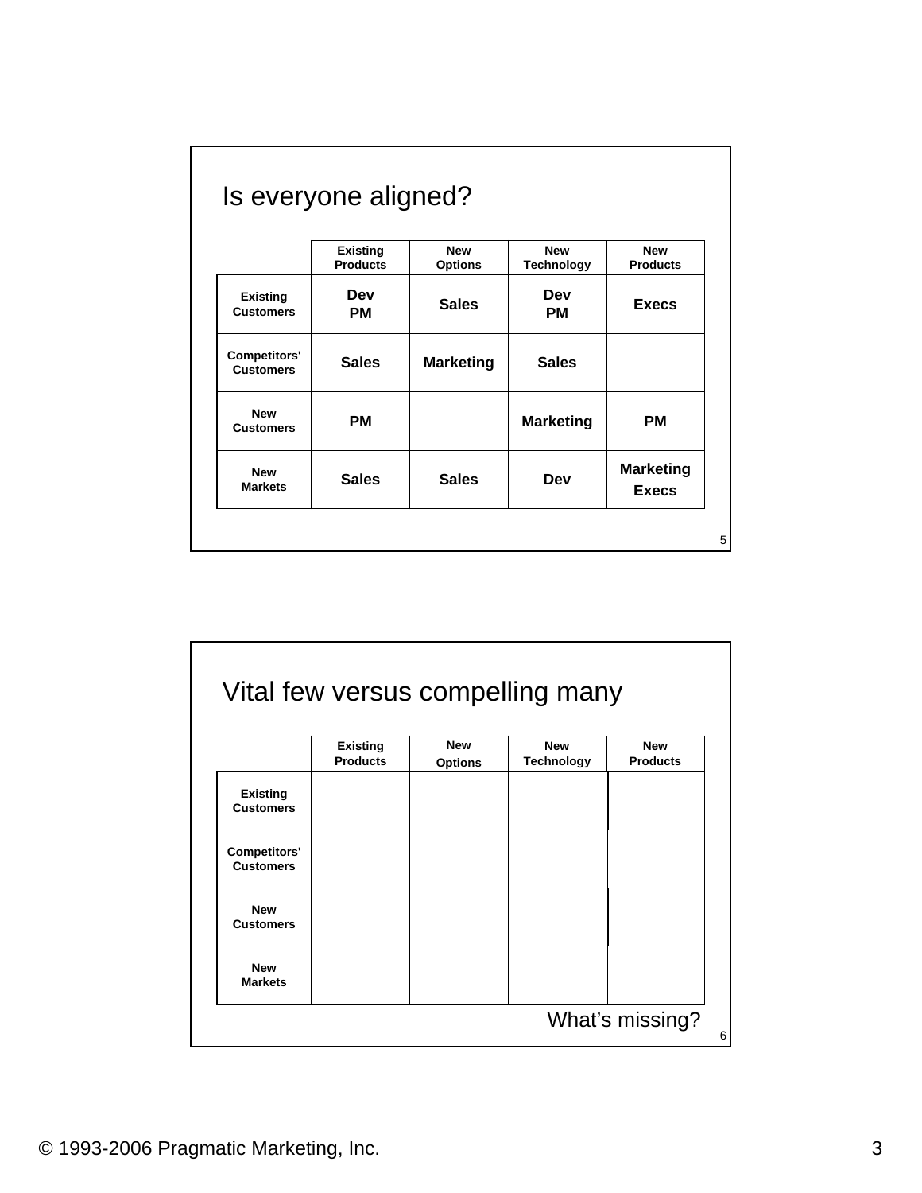## Is everyone aligned?

| | Existing Products | New Options | New Technology | New Products |
|---|---|---|---|---|
| Existing Customers | Dev PM | Sales | Dev PM | Execs |
| Competitors' Customers | Sales | Marketing | Sales | |
| New Customers | PM | | Marketing | PM |
| New Markets | Sales | Sales | Dev | Marketing Execs |

## Vital few versus compelling many

| | Existing Products | New Options | New Technology | New Products |
|---|---|---|---|---|
| Existing Customers | | | | |
| Competitors' Customers | | | | |
| New Customers | | | | |
| New Markets | | | | |

What's missing?

© 1993-2006 Pragmatic Marketing, Inc.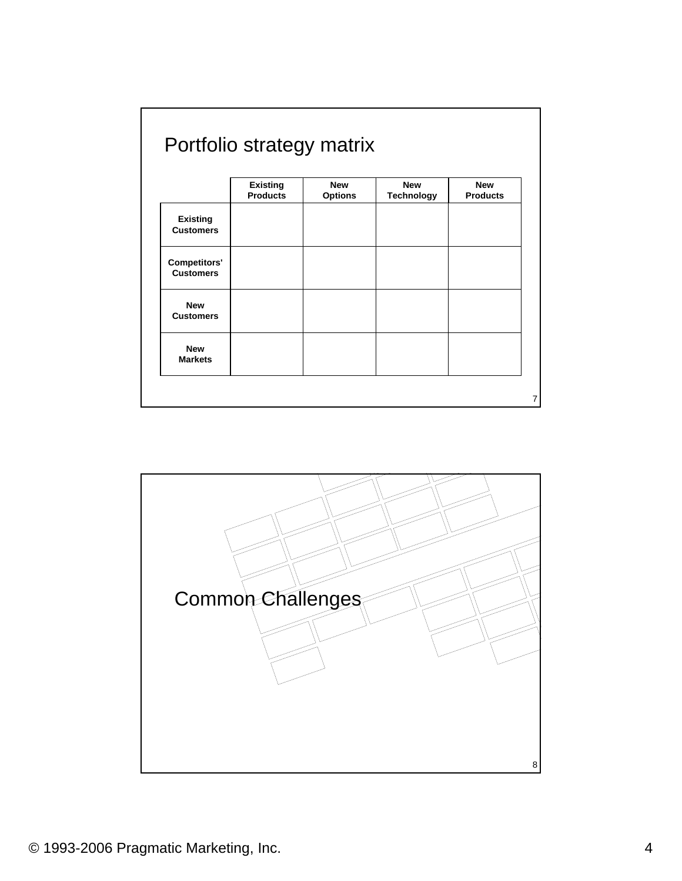## Portfolio strategy matrix

| | Existing Products | New Options | New Technology | New Products |
|---|---|---|---|---|
| **Existing Customers** | | | | |
| **Competitors' Customers** | | | | |
| **New Customers** | | | | |
| **New Markets** | | | | |

## Common Challenges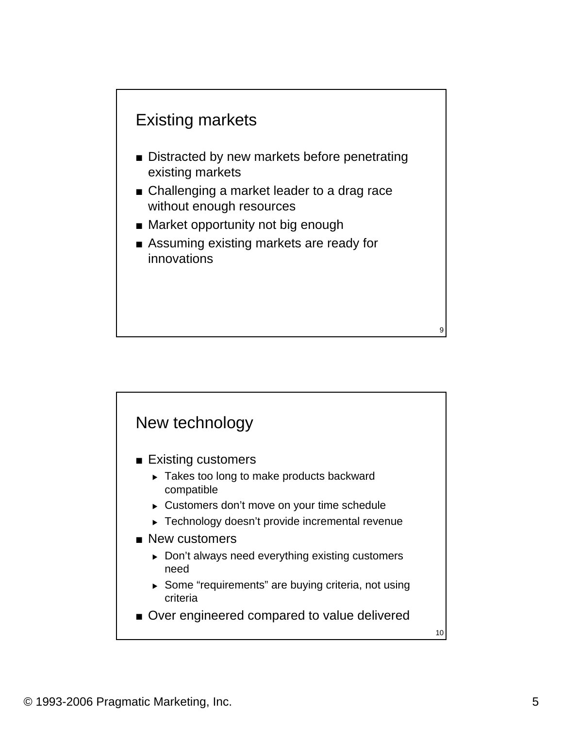## Existing markets

- Distracted by new markets before penetrating existing markets
- Challenging a market leader to a drag race without enough resources
- Market opportunity not big enough
- Assuming existing markets are ready for innovations

## New technology

- Existing customers
  - Takes too long to make products backward compatible
  - Customers don't move on your time schedule
  - Technology doesn't provide incremental revenue
- New customers
  - Don't always need everything existing customers need
  - Some "requirements" are buying criteria, not using criteria
- Over engineered compared to value delivered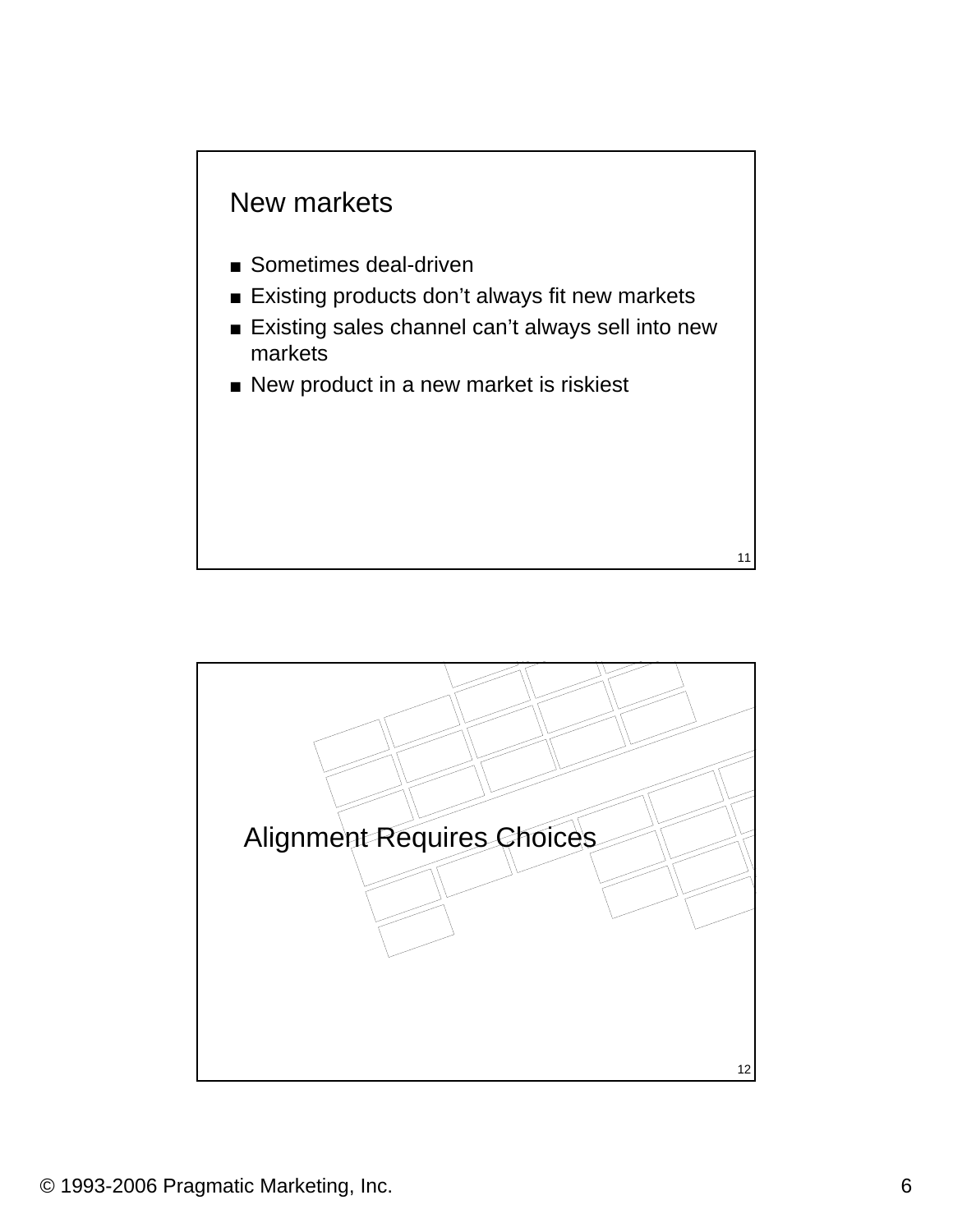## New markets

- Sometimes deal-driven
- Existing products don’t always fit new markets
- Existing sales channel can’t always sell into new markets
- New product in a new market is riskiest

## Alignment Requires Choices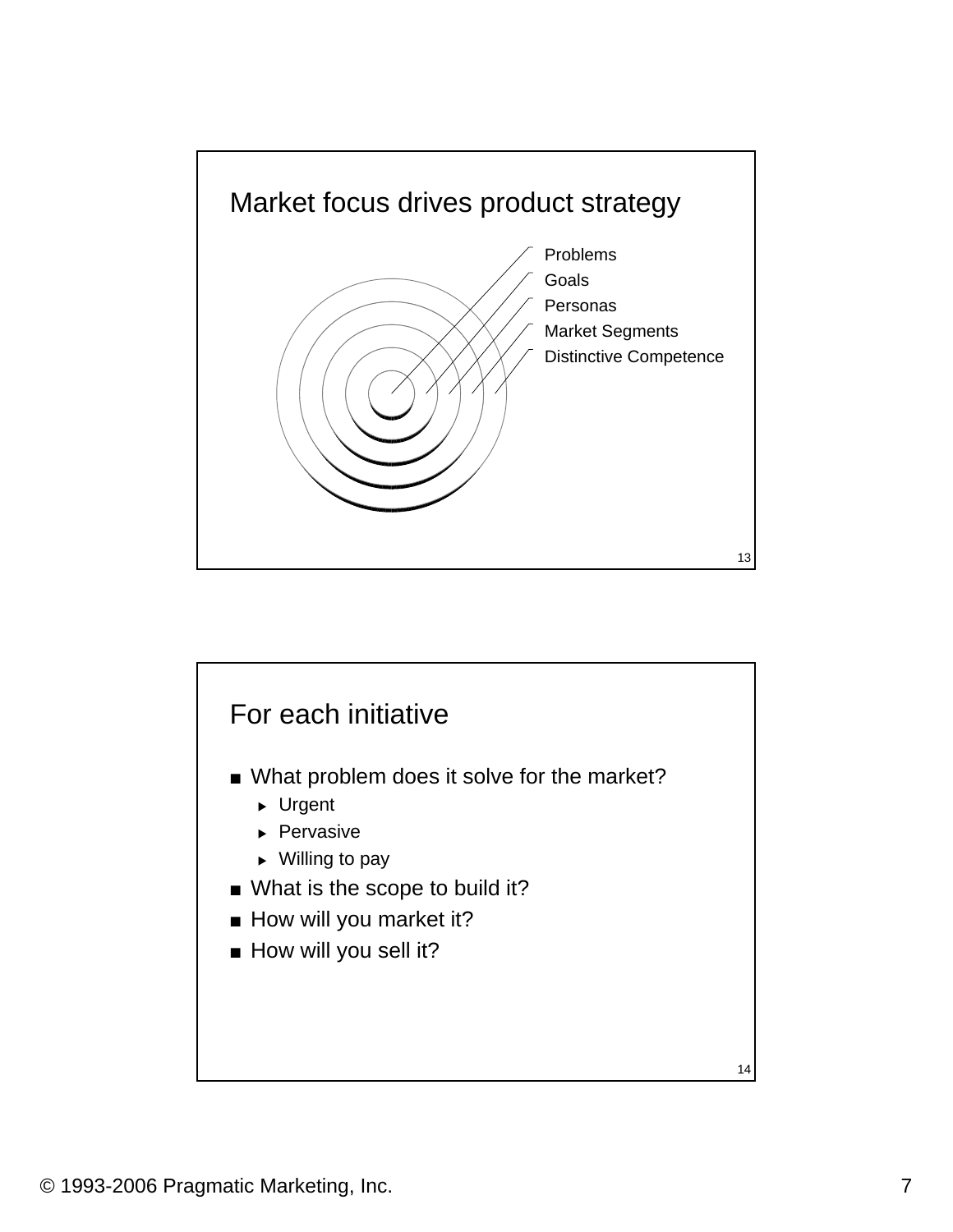## Market focus drives product strategy

- Problems
- Goals
- Personas
- Market Segments
- Distinctive Competence

## For each initiative

- What problem does it solve for the market?
  - Urgent
  - Pervasive
  - Willing to pay
- What is the scope to build it?
- How will you market it?
- How will you sell it?

© 1993-2006 Pragmatic Marketing, Inc.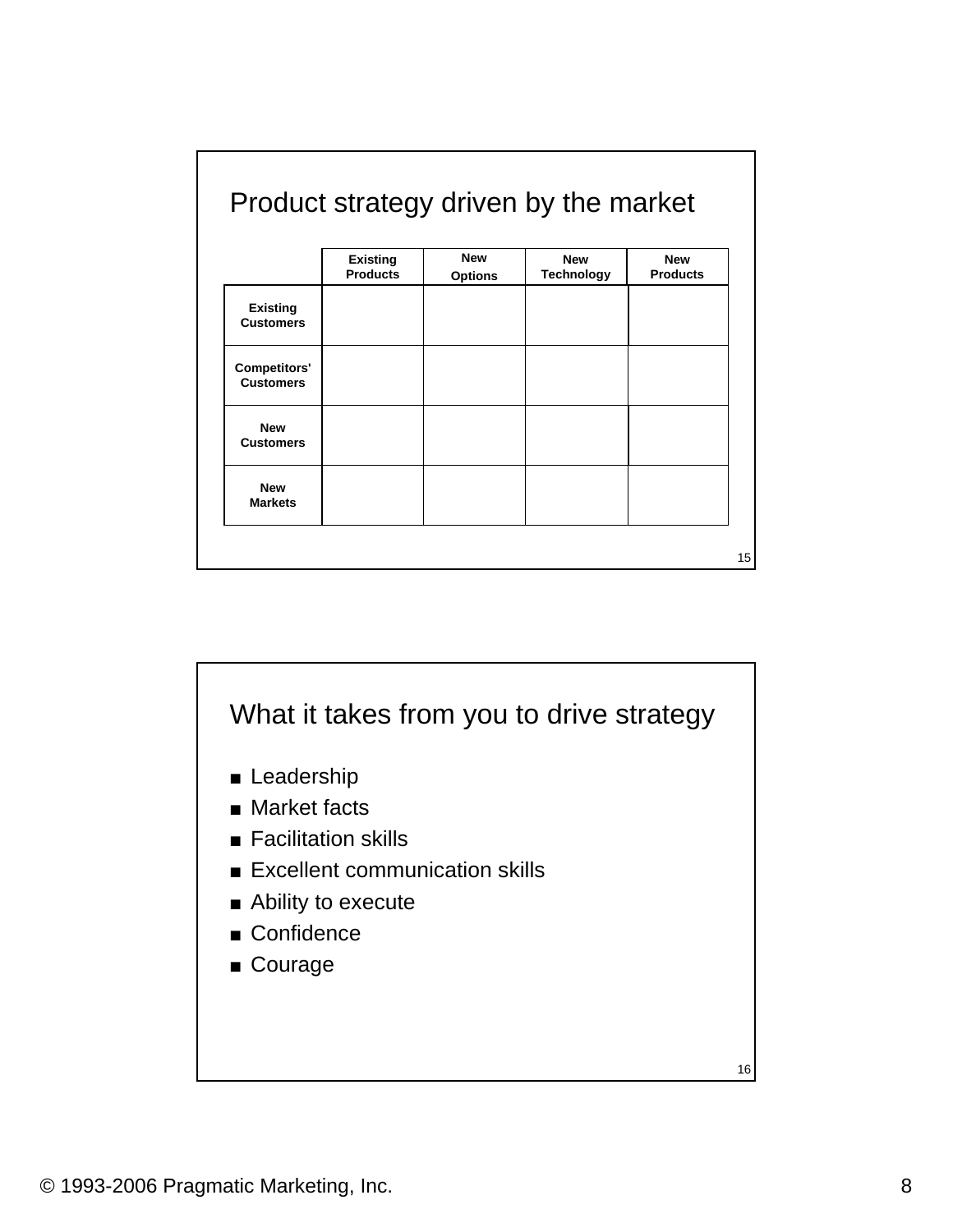## Product strategy driven by the market

| | Existing Products | New Options | New Technology | New Products |
|---|---|---|---|---|
| Existing Customers | | | | |
| Competitors' Customers | | | | |
| New Customers | | | | |
| New Markets | | | | |

## What it takes from you to drive strategy

- Leadership
- Market facts
- Facilitation skills
- Excellent communication skills
- Ability to execute
- Confidence
- Courage

© 1993-2006 Pragmatic Marketing, Inc.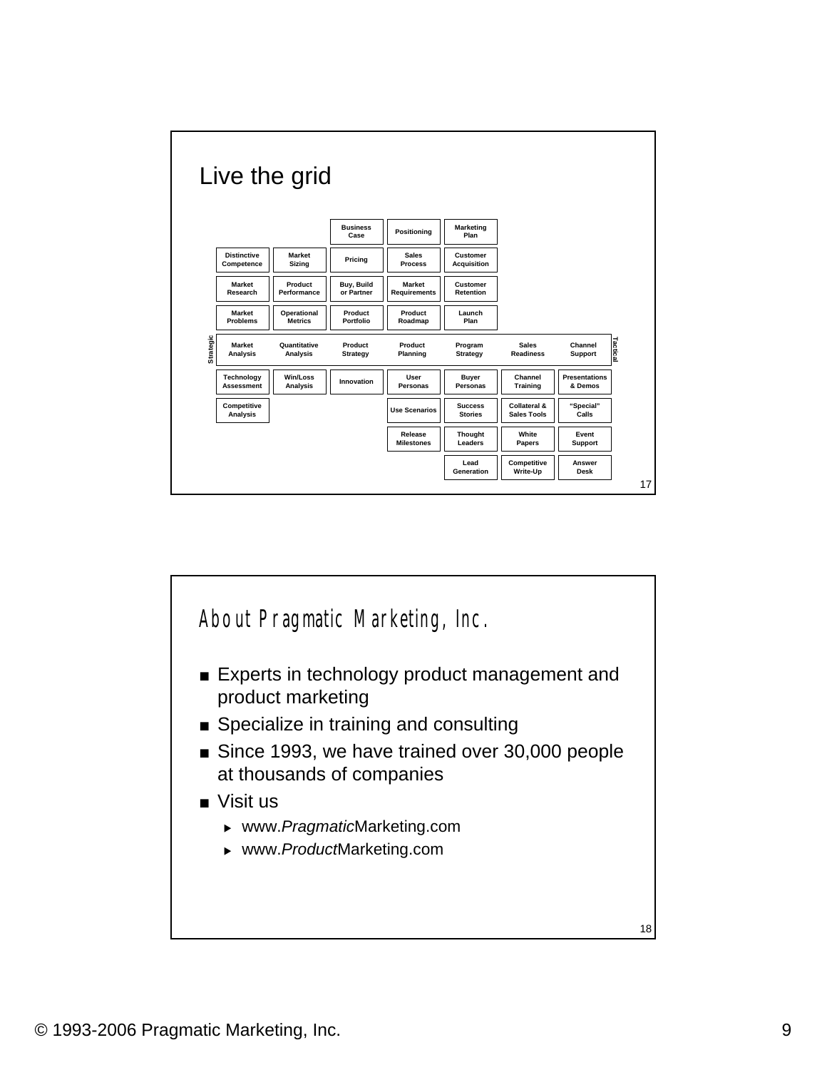## Live the grid

| | | | | | | |
|---|---|---|---|---|---|---|
| | | Business Case | Positioning | Marketing Plan | | |
| Distinctive Competence | Market Sizing | Pricing | Sales Process | Customer Acquisition | | |
| Market Research | Product Performance | Buy, Build or Partner | Market Requirements | Customer Retention | | |
| Market Problems | Operational Metrics | Product Portfolio | Product Roadmap | Launch Plan | | |
| **Market Analysis** | **Quantitative Analysis** | **Product Strategy** | **Product Planning** | **Program Strategy** | **Sales Readiness** | **Channel Support** |
| Technology Assessment | Win/Loss Analysis | Innovation | User Personas | Buyer Personas | Channel Training | Presentations & Demos |
| Competitive Analysis | | | Use Scenarios | Success Stories | Collateral & Sales Tools | "Special" Calls |
| | | | Release Milestones | Thought Leaders | White Papers | Event Support |
| | | | | Lead Generation | Competitive Write-Up | Answer Desk |

Strategic ← → Tactical

## About Pragmatic Marketing, Inc.

- Experts in technology product management and product marketing
- Specialize in training and consulting
- Since 1993, we have trained over 30,000 people at thousands of companies
- Visit us
  - www.*Pragmatic*Marketing.com
  - www.*Product*Marketing.com